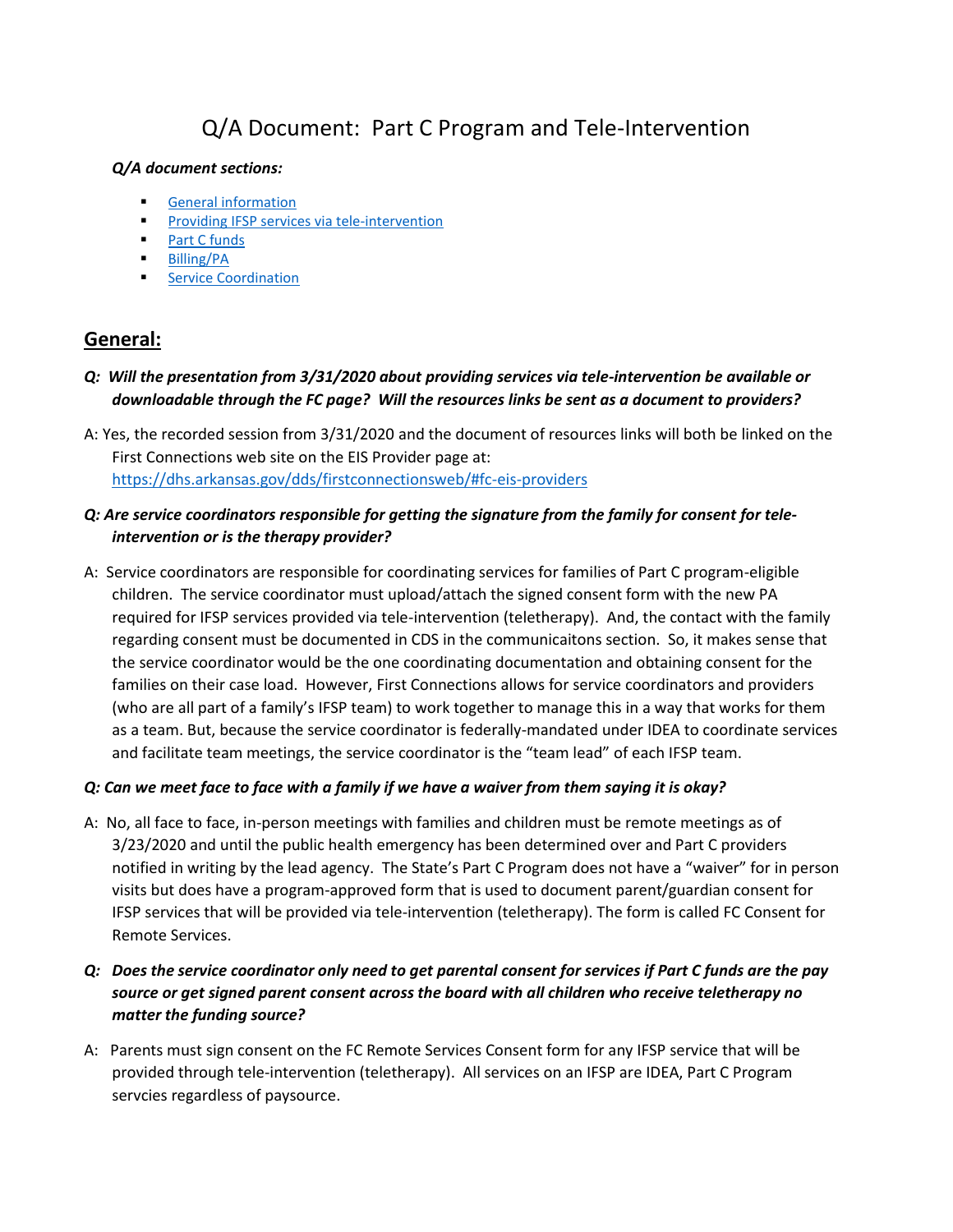# Q/A Document: Part C Program and Tele-Intervention

***Q/A document sections:***

- General information
- Providing IFSP services via tele-intervention
- Part C funds
- Billing/PA
- Service Coordination

## General:

***Q: Will the presentation from 3/31/2020 about providing services via tele-intervention be available or downloadable through the FC page? Will the resources links be sent as a document to providers?***

A: Yes, the recorded session from 3/31/2020 and the document of resources links will both be linked on the First Connections web site on the EIS Provider page at: https://dhs.arkansas.gov/dds/firstconnectionsweb/#fc-eis-providers

***Q: Are service coordinators responsible for getting the signature from the family for consent for tele-intervention or is the therapy provider?***

A: Service coordinators are responsible for coordinating services for families of Part C program-eligible children. The service coordinator must upload/attach the signed consent form with the new PA required for IFSP services provided via tele-intervention (teletherapy). And, the contact with the family regarding consent must be documented in CDS in the communicaitons section. So, it makes sense that the service coordinator would be the one coordinating documentation and obtaining consent for the families on their case load. However, First Connections allows for service coordinators and providers (who are all part of a family's IFSP team) to work together to manage this in a way that works for them as a team. But, because the service coordinator is federally-mandated under IDEA to coordinate services and facilitate team meetings, the service coordinator is the "team lead" of each IFSP team.

***Q: Can we meet face to face with a family if we have a waiver from them saying it is okay?***

A: No, all face to face, in-person meetings with families and children must be remote meetings as of 3/23/2020 and until the public health emergency has been determined over and Part C providers notified in writing by the lead agency. The State's Part C Program does not have a "waiver" for in person visits but does have a program-approved form that is used to document parent/guardian consent for IFSP services that will be provided via tele-intervention (teletherapy). The form is called FC Consent for Remote Services.

***Q: Does the service coordinator only need to get parental consent for services if Part C funds are the pay source or get signed parent consent across the board with all children who receive teletherapy no matter the funding source?***

A: Parents must sign consent on the FC Remote Services Consent form for any IFSP service that will be provided through tele-intervention (teletherapy). All services on an IFSP are IDEA, Part C Program servcies regardless of paysource.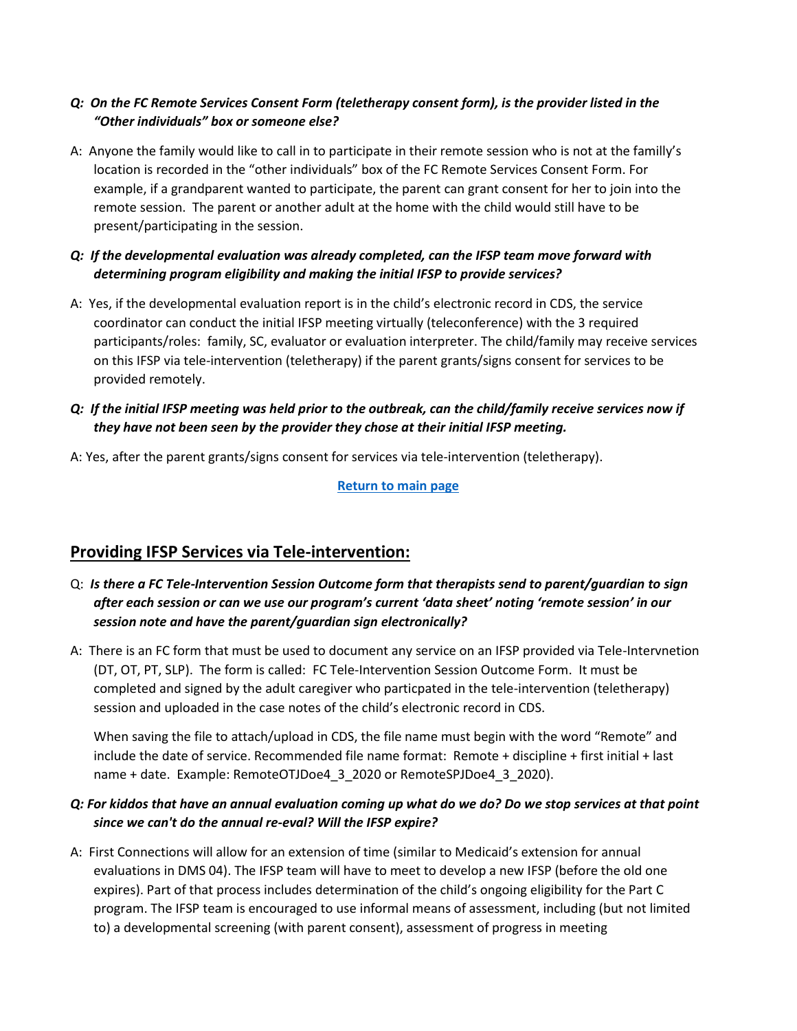***Q: On the FC Remote Services Consent Form (teletherapy consent form), is the provider listed in the "Other individuals" box or someone else?***

A: Anyone the family would like to call in to participate in their remote session who is not at the familly's location is recorded in the "other individuals" box of the FC Remote Services Consent Form. For example, if a grandparent wanted to participate, the parent can grant consent for her to join into the remote session. The parent or another adult at the home with the child would still have to be present/participating in the session.

***Q: If the developmental evaluation was already completed, can the IFSP team move forward with determining program eligibility and making the initial IFSP to provide services?***

A: Yes, if the developmental evaluation report is in the child's electronic record in CDS, the service coordinator can conduct the initial IFSP meeting virtually (teleconference) with the 3 required participants/roles: family, SC, evaluator or evaluation interpreter. The child/family may receive services on this IFSP via tele-intervention (teletherapy) if the parent grants/signs consent for services to be provided remotely.

***Q: If the initial IFSP meeting was held prior to the outbreak, can the child/family receive services now if they have not been seen by the provider they chose at their initial IFSP meeting.***

A: Yes, after the parent grants/signs consent for services via tele-intervention (teletherapy).

**Return to main page**

## Providing IFSP Services via Tele-intervention:

Q: ***Is there a FC Tele-Intervention Session Outcome form that therapists send to parent/guardian to sign after each session or can we use our program's current 'data sheet' noting 'remote session' in our session note and have the parent/guardian sign electronically?***

A: There is an FC form that must be used to document any service on an IFSP provided via Tele-Intervnetion (DT, OT, PT, SLP). The form is called: FC Tele-Intervention Session Outcome Form. It must be completed and signed by the adult caregiver who particpated in the tele-intervention (teletherapy) session and uploaded in the case notes of the child's electronic record in CDS.

When saving the file to attach/upload in CDS, the file name must begin with the word "Remote" and include the date of service. Recommended file name format: Remote + discipline + first initial + last name + date. Example: RemoteOTJDoe4_3_2020 or RemoteSPJDoe4_3_2020).

***Q: For kiddos that have an annual evaluation coming up what do we do? Do we stop services at that point since we can't do the annual re-eval? Will the IFSP expire?***

A: First Connections will allow for an extension of time (similar to Medicaid's extension for annual evaluations in DMS 04). The IFSP team will have to meet to develop a new IFSP (before the old one expires). Part of that process includes determination of the child's ongoing eligibility for the Part C program. The IFSP team is encouraged to use informal means of assessment, including (but not limited to) a developmental screening (with parent consent), assessment of progress in meeting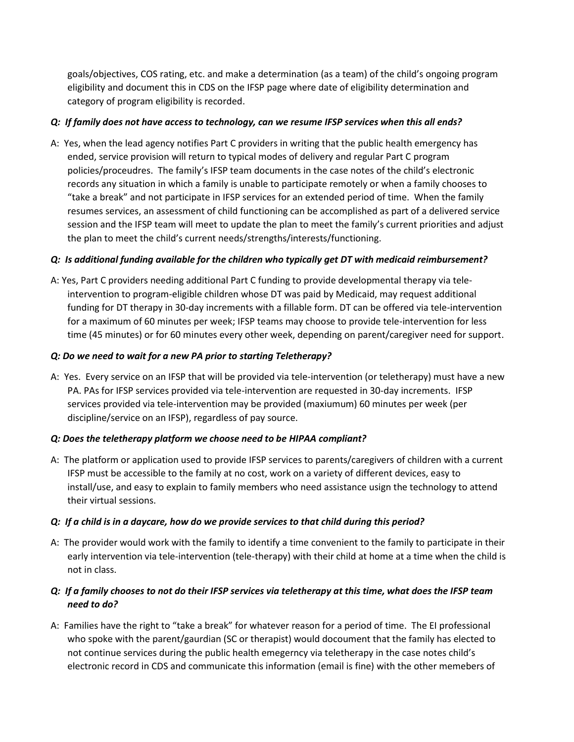goals/objectives, COS rating, etc. and make a determination (as a team) of the child's ongoing program eligibility and document this in CDS on the IFSP page where date of eligibility determination and category of program eligibility is recorded.

***Q: If family does not have access to technology, can we resume IFSP services when this all ends?***

A: Yes, when the lead agency notifies Part C providers in writing that the public health emergency has ended, service provision will return to typical modes of delivery and regular Part C program policies/proceudres. The family's IFSP team documents in the case notes of the child's electronic records any situation in which a family is unable to participate remotely or when a family chooses to "take a break" and not participate in IFSP services for an extended period of time. When the family resumes services, an assessment of child functioning can be accomplished as part of a delivered service session and the IFSP team will meet to update the plan to meet the family's current priorities and adjust the plan to meet the child's current needs/strengths/interests/functioning.

***Q: Is additional funding available for the children who typically get DT with medicaid reimbursement?***

A: Yes, Part C providers needing additional Part C funding to provide developmental therapy via tele-intervention to program-eligible children whose DT was paid by Medicaid, may request additional funding for DT therapy in 30-day increments with a fillable form. DT can be offered via tele-intervention for a maximum of 60 minutes per week; IFSP teams may choose to provide tele-intervention for less time (45 minutes) or for 60 minutes every other week, depending on parent/caregiver need for support.

***Q: Do we need to wait for a new PA prior to starting Teletherapy?***

A: Yes. Every service on an IFSP that will be provided via tele-intervention (or teletherapy) must have a new PA. PAs for IFSP services provided via tele-intervention are requested in 30-day increments. IFSP services provided via tele-intervention may be provided (maxiumum) 60 minutes per week (per discipline/service on an IFSP), regardless of pay source.

***Q: Does the teletherapy platform we choose need to be HIPAA compliant?***

A: The platform or application used to provide IFSP services to parents/caregivers of children with a current IFSP must be accessible to the family at no cost, work on a variety of different devices, easy to install/use, and easy to explain to family members who need assistance usign the technology to attend their virtual sessions.

***Q: If a child is in a daycare, how do we provide services to that child during this period?***

A: The provider would work with the family to identify a time convenient to the family to participate in their early intervention via tele-intervention (tele-therapy) with their child at home at a time when the child is not in class.

***Q: If a family chooses to not do their IFSP services via teletherapy at this time, what does the IFSP team need to do?***

A: Families have the right to "take a break" for whatever reason for a period of time. The EI professional who spoke with the parent/gaurdian (SC or therapist) would docoument that the family has elected to not continue services during the public health emegerncy via teletherapy in the case notes child's electronic record in CDS and communicate this information (email is fine) with the other memebers of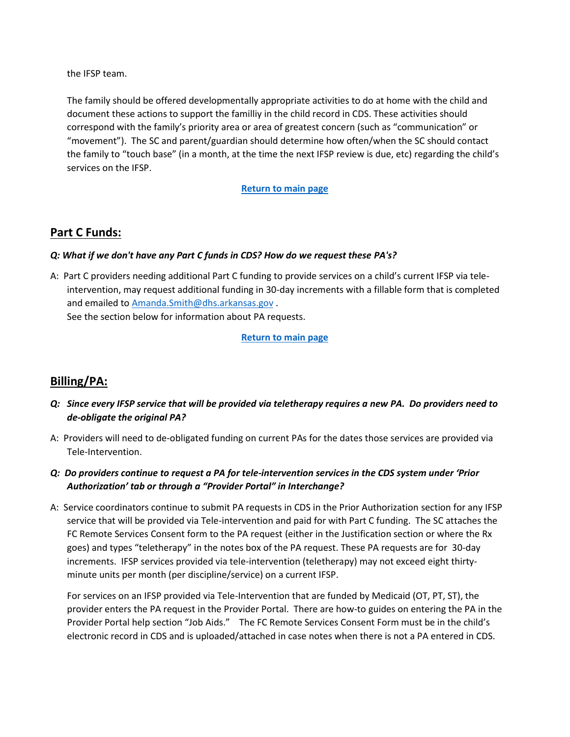the IFSP team.

The family should be offered developmentally appropriate activities to do at home with the child and document these actions to support the familliy in the child record in CDS. These activities should correspond with the family's priority area or area of greatest concern (such as "communication" or "movement"). The SC and parent/guardian should determine how often/when the SC should contact the family to "touch base" (in a month, at the time the next IFSP review is due, etc) regarding the child's services on the IFSP.

**Return to main page**

## Part C Funds:

***Q: What if we don't have any Part C funds in CDS? How do we request these PA's?***

A: Part C providers needing additional Part C funding to provide services on a child's current IFSP via tele-intervention, may request additional funding in 30-day increments with a fillable form that is completed and emailed to Amanda.Smith@dhs.arkansas.gov .
See the section below for information about PA requests.

**Return to main page**

## Billing/PA:

***Q: Since every IFSP service that will be provided via teletherapy requires a new PA. Do providers need to de-obligate the original PA?***

A: Providers will need to de-obligated funding on current PAs for the dates those services are provided via Tele-Intervention.

***Q: Do providers continue to request a PA for tele-intervention services in the CDS system under 'Prior Authorization' tab or through a "Provider Portal" in Interchange?***

A: Service coordinators continue to submit PA requests in CDS in the Prior Authorization section for any IFSP service that will be provided via Tele-intervention and paid for with Part C funding. The SC attaches the FC Remote Services Consent form to the PA request (either in the Justification section or where the Rx goes) and types "teletherapy" in the notes box of the PA request. These PA requests are for 30-day increments. IFSP services provided via tele-intervention (teletherapy) may not exceed eight thirty-minute units per month (per discipline/service) on a current IFSP.

For services on an IFSP provided via Tele-Intervention that are funded by Medicaid (OT, PT, ST), the provider enters the PA request in the Provider Portal. There are how-to guides on entering the PA in the Provider Portal help section "Job Aids." The FC Remote Services Consent Form must be in the child's electronic record in CDS and is uploaded/attached in case notes when there is not a PA entered in CDS.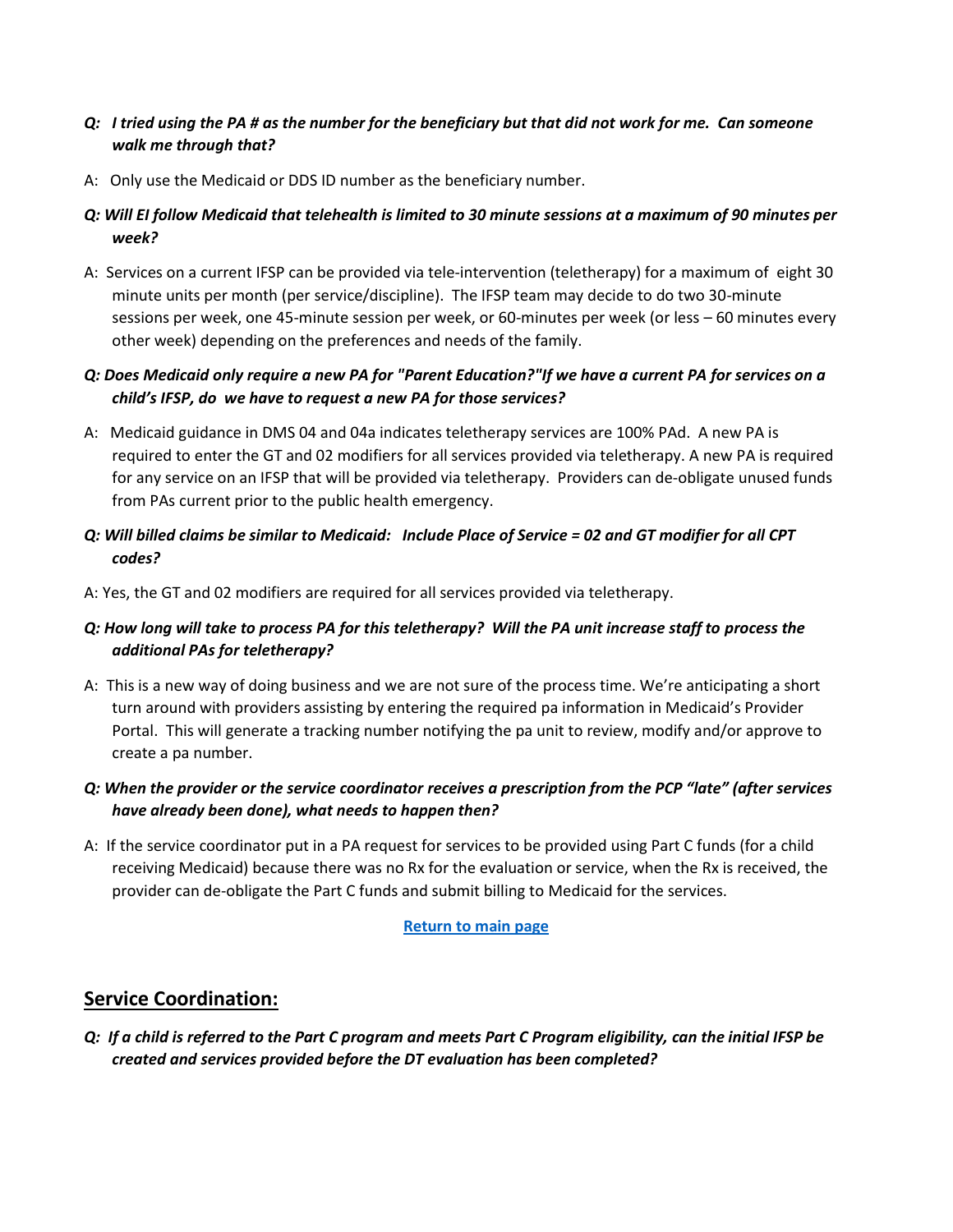***Q: I tried using the PA # as the number for the beneficiary but that did not work for me. Can someone walk me through that?***

A: Only use the Medicaid or DDS ID number as the beneficiary number.

***Q: Will EI follow Medicaid that telehealth is limited to 30 minute sessions at a maximum of 90 minutes per week?***

A: Services on a current IFSP can be provided via tele-intervention (teletherapy) for a maximum of eight 30 minute units per month (per service/discipline). The IFSP team may decide to do two 30-minute sessions per week, one 45-minute session per week, or 60-minutes per week (or less – 60 minutes every other week) depending on the preferences and needs of the family.

***Q: Does Medicaid only require a new PA for "Parent Education?"If we have a current PA for services on a child's IFSP, do we have to request a new PA for those services?***

A: Medicaid guidance in DMS 04 and 04a indicates teletherapy services are 100% PAd. A new PA is required to enter the GT and 02 modifiers for all services provided via teletherapy. A new PA is required for any service on an IFSP that will be provided via teletherapy. Providers can de-obligate unused funds from PAs current prior to the public health emergency.

***Q: Will billed claims be similar to Medicaid: Include Place of Service = 02 and GT modifier for all CPT codes?***

A: Yes, the GT and 02 modifiers are required for all services provided via teletherapy.

***Q: How long will take to process PA for this teletherapy? Will the PA unit increase staff to process the additional PAs for teletherapy?***

A: This is a new way of doing business and we are not sure of the process time. We're anticipating a short turn around with providers assisting by entering the required pa information in Medicaid's Provider Portal. This will generate a tracking number notifying the pa unit to review, modify and/or approve to create a pa number.

***Q: When the provider or the service coordinator receives a prescription from the PCP "late" (after services have already been done), what needs to happen then?***

A: If the service coordinator put in a PA request for services to be provided using Part C funds (for a child receiving Medicaid) because there was no Rx for the evaluation or service, when the Rx is received, the provider can de-obligate the Part C funds and submit billing to Medicaid for the services.

[Return to main page]

## Service Coordination:

***Q: If a child is referred to the Part C program and meets Part C Program eligibility, can the initial IFSP be created and services provided before the DT evaluation has been completed?***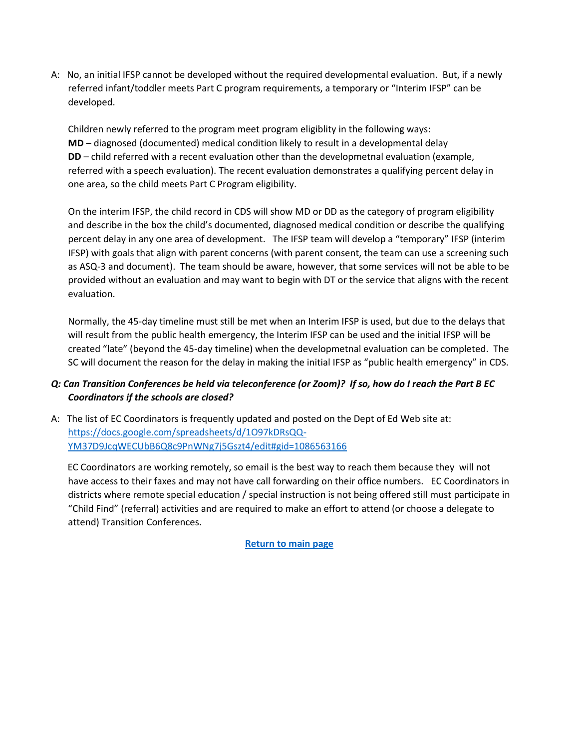A: No, an initial IFSP cannot be developed without the required developmental evaluation. But, if a newly referred infant/toddler meets Part C program requirements, a temporary or "Interim IFSP" can be developed.

Children newly referred to the program meet program eligiblity in the following ways:
**MD** – diagnosed (documented) medical condition likely to result in a developmental delay
**DD** – child referred with a recent evaluation other than the developmetnal evaluation (example, referred with a speech evaluation). The recent evaluation demonstrates a qualifying percent delay in one area, so the child meets Part C Program eligibility.

On the interim IFSP, the child record in CDS will show MD or DD as the category of program eligibility and describe in the box the child's documented, diagnosed medical condition or describe the qualifying percent delay in any one area of development. The IFSP team will develop a "temporary" IFSP (interim IFSP) with goals that align with parent concerns (with parent consent, the team can use a screening such as ASQ-3 and document). The team should be aware, however, that some services will not be able to be provided without an evaluation and may want to begin with DT or the service that aligns with the recent evaluation.

Normally, the 45-day timeline must still be met when an Interim IFSP is used, but due to the delays that will result from the public health emergency, the Interim IFSP can be used and the initial IFSP will be created "late" (beyond the 45-day timeline) when the developmetnal evaluation can be completed. The SC will document the reason for the delay in making the initial IFSP as "public health emergency" in CDS.

***Q: Can Transition Conferences be held via teleconference (or Zoom)? If so, how do I reach the Part B EC Coordinators if the schools are closed?***

A: The list of EC Coordinators is frequently updated and posted on the Dept of Ed Web site at: [https://docs.google.com/spreadsheets/d/1O97kDRsQQ-YM37D9JcqWECUbB6Q8c9PnWNg7j5Gszt4/edit#gid=1086563166](https://docs.google.com/spreadsheets/d/1O97kDRsQQ-YM37D9JcqWECUbB6Q8c9PnWNg7j5Gszt4/edit#gid=1086563166)

EC Coordinators are working remotely, so email is the best way to reach them because they will not have access to their faxes and may not have call forwarding on their office numbers. EC Coordinators in districts where remote special education / special instruction is not being offered still must participate in "Child Find" (referral) activities and are required to make an effort to attend (or choose a delegate to attend) Transition Conferences.

**Return to main page**